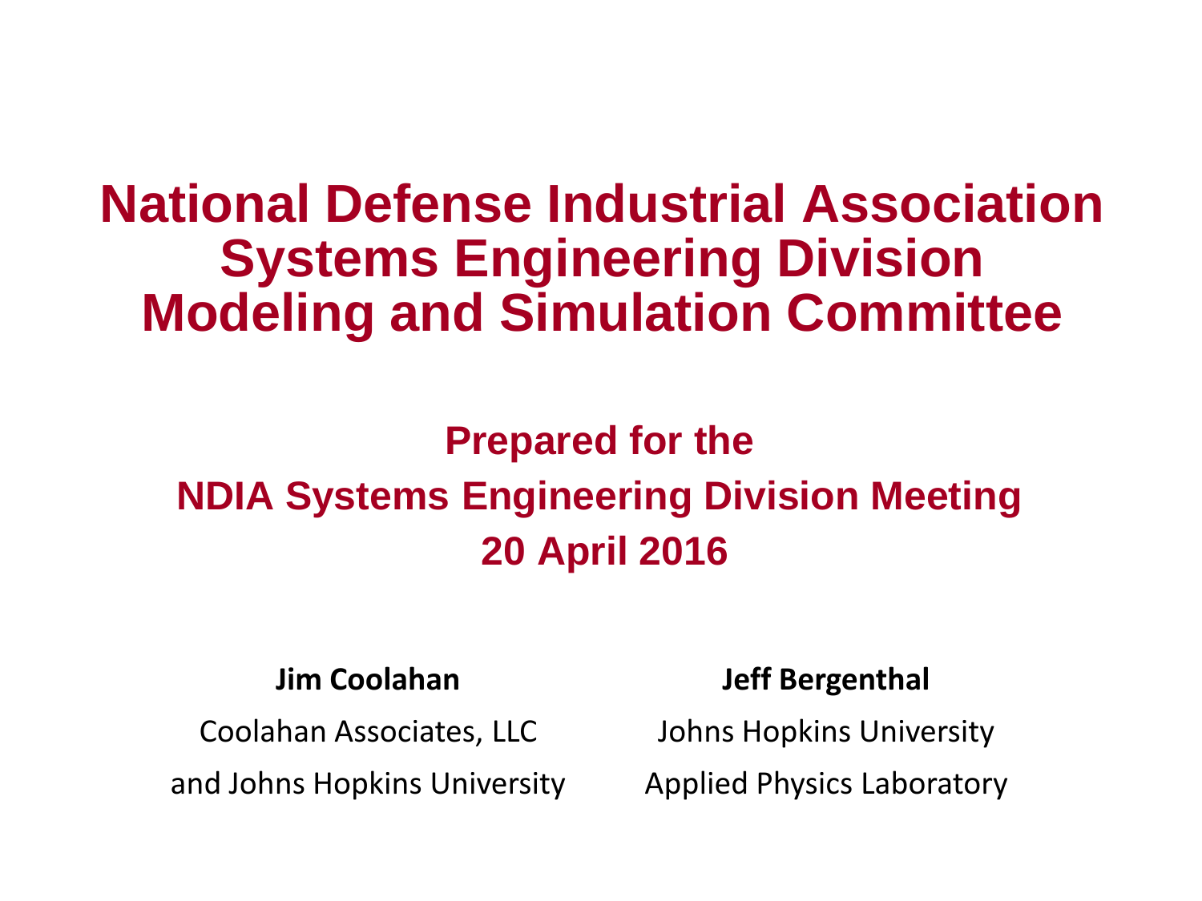# National Defense Industrial Association Systems Engineering Division Modeling and Simulation Committee

## Prepared for the NDIA Systems Engineering Division Meeting 20 April 2016

**Jim Coolahan**

Coolahan Associates, LLC

and Johns Hopkins University

**Jeff Bergenthal**

Johns Hopkins University

Applied Physics Laboratory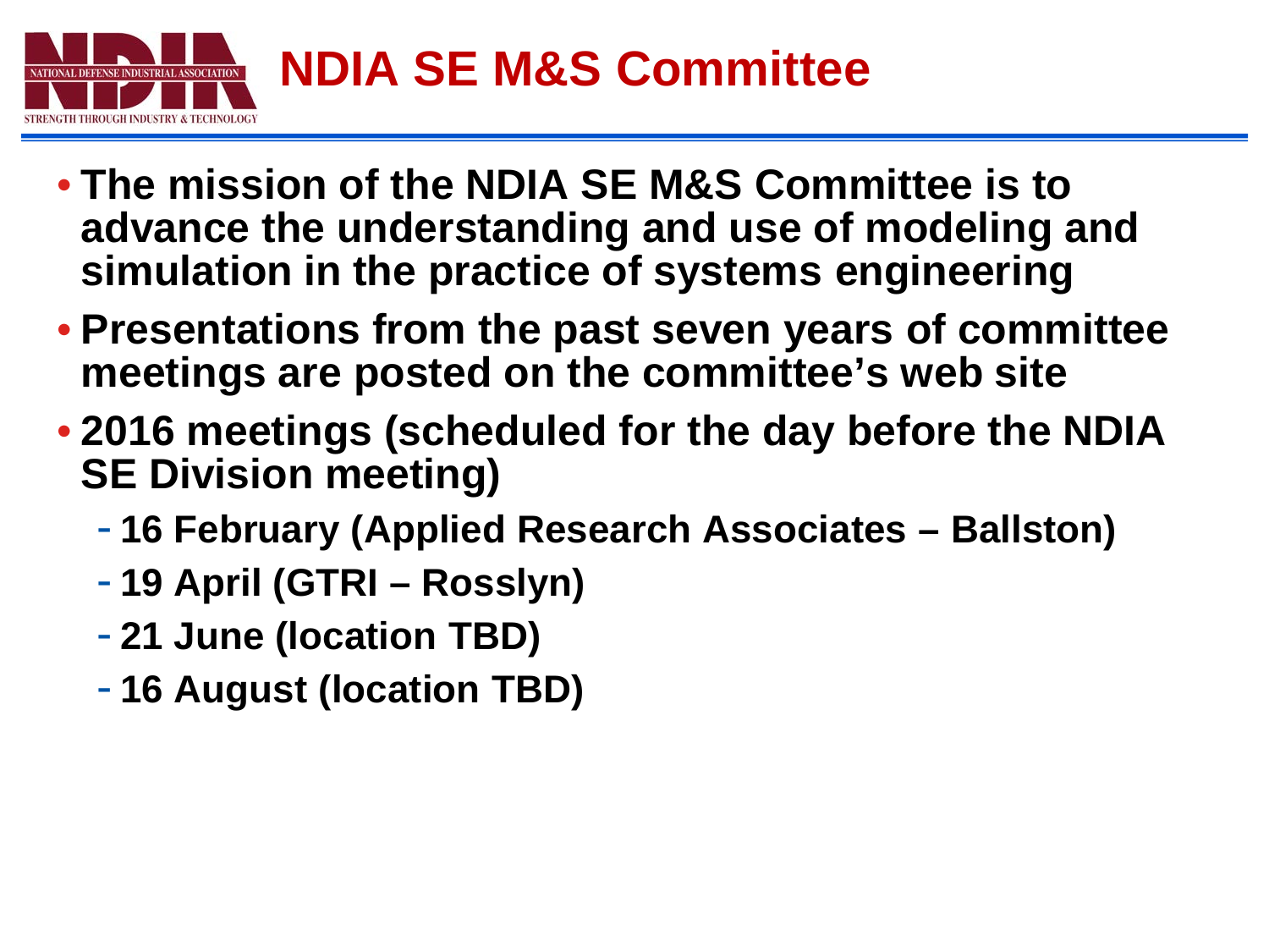# NDIA SE M&S Committee

- **The mission of the NDIA SE M&S Committee is to advance the understanding and use of modeling and simulation in the practice of systems engineering**
- **Presentations from the past seven years of committee meetings are posted on the committee's web site**
- **2016 meetings (scheduled for the day before the NDIA SE Division meeting)**
  - **16 February (Applied Research Associates – Ballston)**
  - **19 April (GTRI – Rosslyn)**
  - **21 June (location TBD)**
  - **16 August (location TBD)**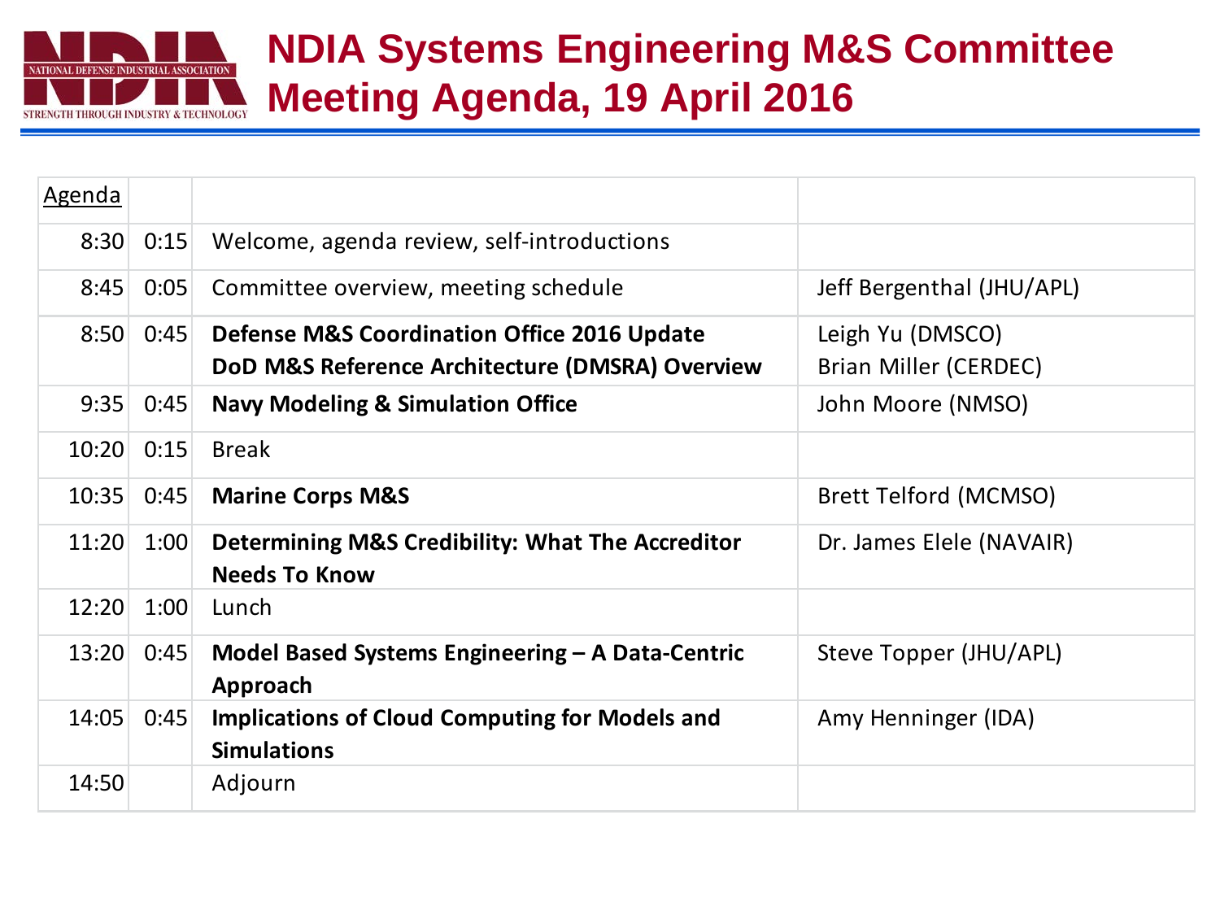# NDIA Systems Engineering M&S Committee Meeting Agenda, 19 April 2016

| Agenda | | | |
|---|---|---|---|
| 8:30 | 0:15 | Welcome, agenda review, self-introductions | |
| 8:45 | 0:05 | Committee overview, meeting schedule | Jeff Bergenthal (JHU/APL) |
| 8:50 | 0:45 | **Defense M&S Coordination Office 2016 Update**<br>**DoD M&S Reference Architecture (DMSRA) Overview** | Leigh Yu (DMSCO)<br>Brian Miller (CERDEC) |
| 9:35 | 0:45 | **Navy Modeling & Simulation Office** | John Moore (NMSO) |
| 10:20 | 0:15 | Break | |
| 10:35 | 0:45 | **Marine Corps M&S** | Brett Telford (MCMSO) |
| 11:20 | 1:00 | **Determining M&S Credibility: What The Accreditor Needs To Know** | Dr. James Elele (NAVAIR) |
| 12:20 | 1:00 | Lunch | |
| 13:20 | 0:45 | **Model Based Systems Engineering – A Data-Centric Approach** | Steve Topper (JHU/APL) |
| 14:05 | 0:45 | **Implications of Cloud Computing for Models and Simulations** | Amy Henninger (IDA) |
| 14:50 | | Adjourn | |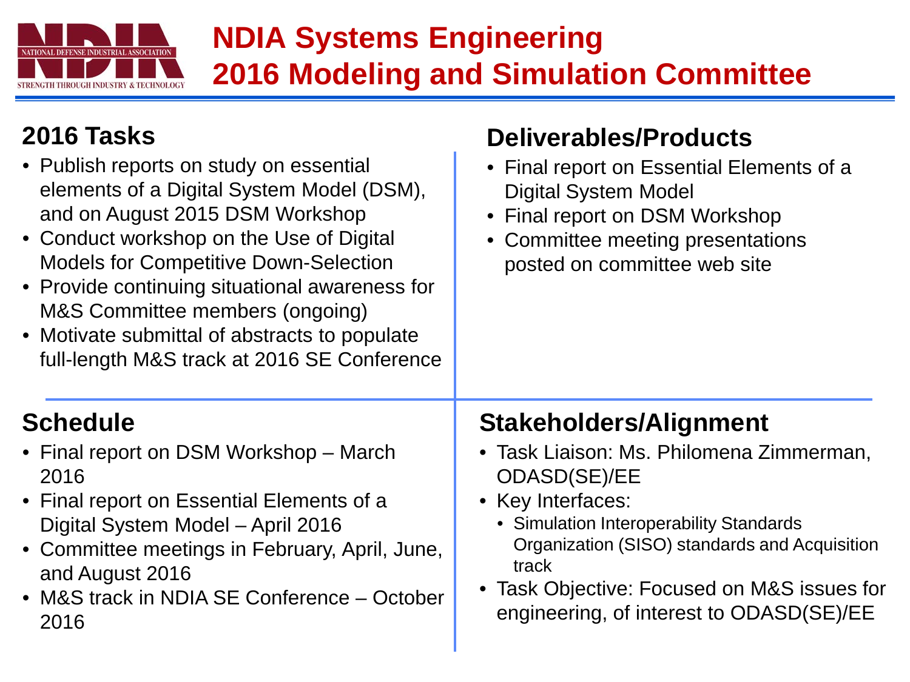# NDIA Systems Engineering 2016 Modeling and Simulation Committee

## 2016 Tasks

- Publish reports on study on essential elements of a Digital System Model (DSM), and on August 2015 DSM Workshop
- Conduct workshop on the Use of Digital Models for Competitive Down-Selection
- Provide continuing situational awareness for M&S Committee members (ongoing)
- Motivate submittal of abstracts to populate full-length M&S track at 2016 SE Conference

## Deliverables/Products

- Final report on Essential Elements of a Digital System Model
- Final report on DSM Workshop
- Committee meeting presentations posted on committee web site

## Schedule

- Final report on DSM Workshop – March 2016
- Final report on Essential Elements of a Digital System Model – April 2016
- Committee meetings in February, April, June, and August 2016
- M&S track in NDIA SE Conference – October 2016

## Stakeholders/Alignment

- Task Liaison: Ms. Philomena Zimmerman, ODASD(SE)/EE
- Key Interfaces:
  - Simulation Interoperability Standards Organization (SISO) standards and Acquisition track
- Task Objective: Focused on M&S issues for engineering, of interest to ODASD(SE)/EE